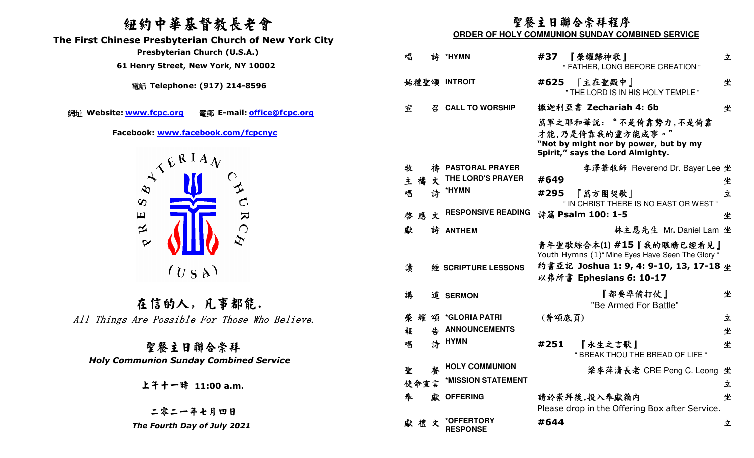# 紐約中華基督教長老會

## The First Chinese Presbyterian Church of New York City

**Presbyterian Church (U.S.A.)**

**61 Henry Street, New York, NY 10002**

電話 **Telephone: (917) 214-8596**

網址 **Website: www.fcpc.org** 電郵 **E-mail: office@fcpc.org**

**Facebook: www.facebook.com/fcpcnyc**

PRESBYTERIAN CHURCH (USA)

## 在信的人，凡事都能.

*All Things Are Possible For Those Who Believe.*

## 聖餐主日聯合崇拜

***Holy Communion Sunday Combined Service***

**上午十一時 11:00 a.m.**

**二零二一年七月四日**

***The Fourth Day of July 2021***

## 聖餐主日聯合崇拜程序

**ORDER OF HOLY COMMUNION SUNDAY COMBINED SERVICE**

| | | | |
|---|---|---|---|
| 唱詩 | *HYMN | **#37** 『榮耀歸神歌』 " FATHER, LONG BEFORE CREATION " | 立 |
| 始禮聖頌 | INTROIT | **#625** 『主在聖殿中』 " THE LORD IS IN HIS HOLY TEMPLE " | 坐 |
| 宣召 | CALL TO WORSHIP | 撒迦利亞書 **Zechariah 4: 6b** 萬軍之耶和華說："不是倚靠勢力，不是倚靠才能，乃是倚靠我的靈方能成事。" **"Not by might nor by power, but by my Spirit," says the Lord Almighty.** | 坐 |
| 牧禱 | PASTORAL PRAYER | 李澤華牧師 Reverend Dr. Bayer Lee | 坐 |
| 主禱文 | THE LORD'S PRAYER | **#649** | 坐 |
| 唱詩 | *HYMN | **#295** 『萬方團契歌』 " IN CHRIST THERE IS NO EAST OR WEST " | 立 |
| 啓應文 | RESPONSIVE READING | 詩篇 **Psalm 100: 1-5** | 坐 |
| 獻詩 | ANTHEM | 林主恩先生 Mr. Daniel Lam 青年聖歌綜合本(1) **#15**『我的眼睛已經看見』 Youth Hymns (1)" Mine Eyes Have Seen The Glory " | 坐 |
| 讀經 | SCRIPTURE LESSONS | 約書亞記 **Joshua 1: 9, 4: 9-10, 13, 17-18** 以弗所書 **Ephesians 6: 10-17** | 坐 |
| 講道 | SERMON | 『都要準備打仗』 "Be Armed For Battle" | 坐 |
| 榮耀頌 | *GLORIA PATRI | (普頌底頁) | 立 |
| 報告 | ANNOUNCEMENTS | | 坐 |
| 唱詩 | HYMN | **#251** 『永生之言歌』 " BREAK THOU THE BREAD OF LIFE " | 坐 |
| 聖餐 | HOLY COMMUNION | 梁李萍清長老 CRE Peng C. Leong | 坐 |
| 使命宣言 | *MISSION STATEMENT | | 立 |
| 奉獻 | OFFERING | 請於崇拜後，投入奉獻箱內 Please drop in the Offering Box after Service. | 坐 |
| 獻禮文 | *OFFERTORY RESPONSE | **#644** | 立 |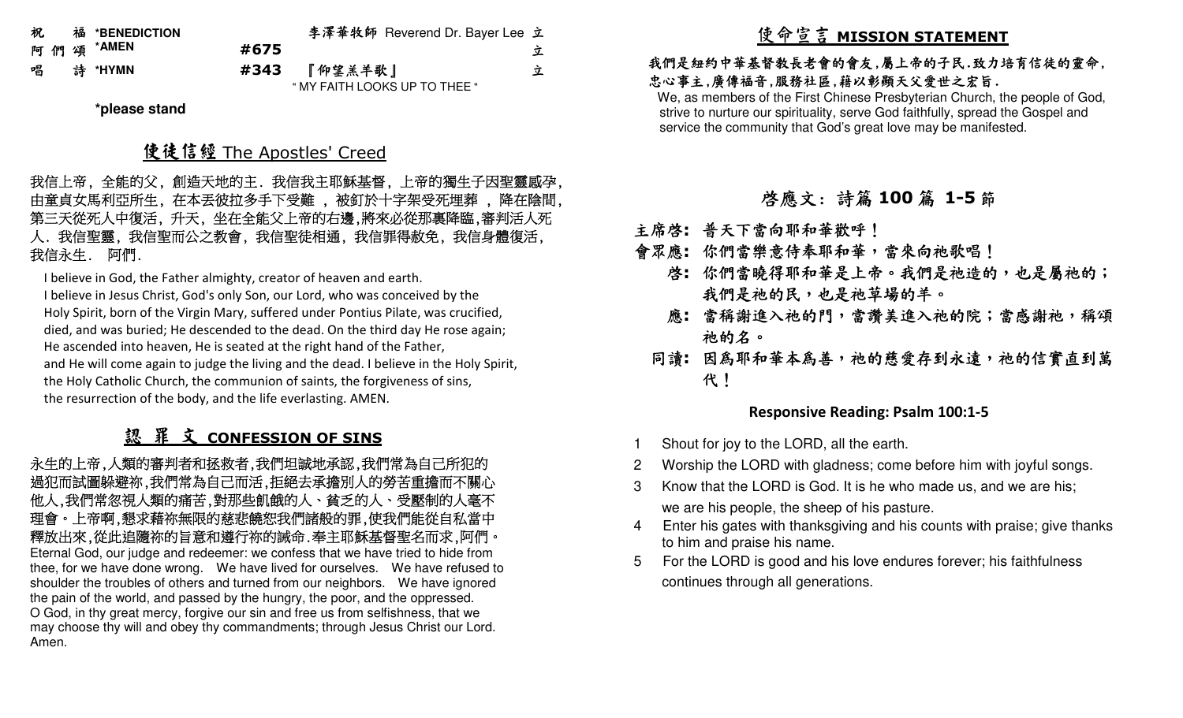祝　福 *BENEDICTION　　　　李澤華牧師 Reverend Dr. Bayer Lee 立

阿 們 頌 *AMEN　　#675　　立

唱　詩 *HYMN　　#343 『仰望羔羊歌』 " MY FAITH LOOKS UP TO THEE "　　立

*please stand

## 使徒信經 The Apostles' Creed

我信上帝，全能的父，創造天地的主．我信我主耶穌基督，上帝的獨生子因聖靈感孕，由童貞女馬利亞所生，在本丟彼拉多手下受難 ，被釘於十字架受死埋葬 ，降在陰間，第三天從死人中復活，升天，坐在全能父上帝的右邊,將來必從那裏降臨,審判活人死人．我信聖靈，我信聖而公之教會，我信聖徒相通，我信罪得赦免，我信身體復活，我信永生．　阿們.

I believe in God, the Father almighty, creator of heaven and earth.
I believe in Jesus Christ, God's only Son, our Lord, who was conceived by the Holy Spirit, born of the Virgin Mary, suffered under Pontius Pilate, was crucified, died, and was buried; He descended to the dead. On the third day He rose again; He ascended into heaven, He is seated at the right hand of the Father, and He will come again to judge the living and the dead. I believe in the Holy Spirit, the Holy Catholic Church, the communion of saints, the forgiveness of sins, the resurrection of the body, and the life everlasting. AMEN.

## 認 罪 文 CONFESSION OF SINS

永生的上帝,人類的審判者和拯救者,我們坦誠地承認,我們常為自己所犯的過犯而試圖躲避袮,我們常為自己而活,拒絕去承擔別人的勞苦重擔而不關心他人,我們常忽視人類的痛苦,對那些飢餓的人、貧乏的人、受壓制的人毫不理會。上帝啊,懇求藉袮無限的慈悲饒恕我們諸般的罪,使我們能從自私當中釋放出來,從此追隨袮的旨意和遵行袮的誡命.奉主耶穌基督聖名而求,阿們。
Eternal God, our judge and redeemer: we confess that we have tried to hide from thee, for we have done wrong. We have lived for ourselves. We have refused to shoulder the troubles of others and turned from our neighbors. We have ignored the pain of the world, and passed by the hungry, the poor, and the oppressed. O God, in thy great mercy, forgive our sin and free us from selfishness, that we may choose thy will and obey thy commandments; through Jesus Christ our Lord. Amen.

## 使命宣言 MISSION STATEMENT

**我們是紐約中華基督教長老會的會友,屬上帝的子民.致力培育信徒的靈命,忠心事主,廣傳福音,服務社區,藉以彰顯天父愛世之宏旨.**

We, as members of the First Chinese Presbyterian Church, the people of God, strive to nurture our spirituality, serve God faithfully, spread the Gospel and service the community that God's great love may be manifested.

## 啓應文: 詩篇 100 篇 1-5 節

**主席啓:** 普天下當向耶和華歡呼！

**會眾應:** 你們當樂意侍奉耶和華，當來向祂歌唱！

**啓:** 你們當曉得耶和華是上帝。我們是祂造的，也是屬祂的；我們是祂的民，也是祂草場的羊。

**應:** 當稱謝進入祂的門，當讚美進入祂的院；當感謝祂，稱頌祂的名。

**同讀:** 因爲耶和華本爲善，祂的慈愛存到永遠，祂的信實直到萬代！

**Responsive Reading: Psalm 100:1-5**

1. Shout for joy to the LORD, all the earth.
2. Worship the LORD with gladness; come before him with joyful songs.
3. Know that the LORD is God. It is he who made us, and we are his; we are his people, the sheep of his pasture.
4. Enter his gates with thanksgiving and his counts with praise; give thanks to him and praise his name.
5. For the LORD is good and his love endures forever; his faithfulness continues through all generations.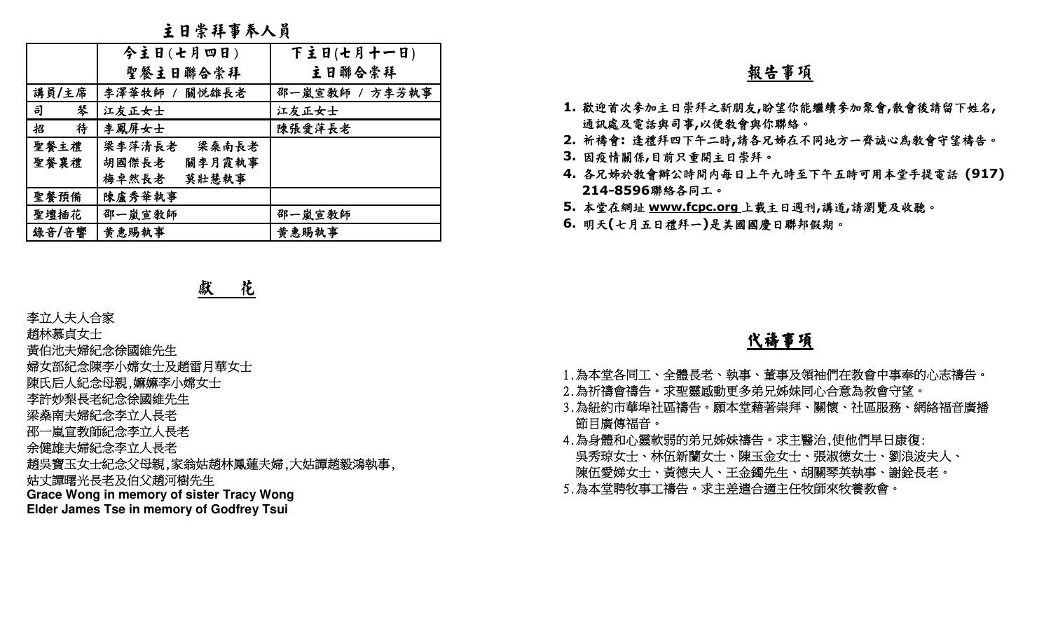## 主日崇拜事奉人員

| | 今主日(七月四日)<br>聖餐主日聯合崇拜 | 下主日(七月十一日)<br>主日聯合崇拜 |
|---|---|---|
| 講員/主席 | 李澤華牧師 / 關悦雄長老 | 邵一嵐宣教師 / 方李芳執事 |
| 司　琴 | 江友正女士 | 江友正女士 |
| 招　待 | 李鳳屏女士 | 陳張愛萍長老 |
| 聖餐主禮<br>聖餐襄禮 | 梁李萍清長老　梁燊南長老<br>胡國傑長老　關李月霞執事<br>梅卓煞長老　莫壯慧執事 | |
| 聖餐預備 | 陳盧秀華執事 | |
| 聖壇插花 | 邵一嵐宣教師 | 邵一嵐宣教師 |
| 錄音/音響 | 黄惠賜執事 | 黄惠賜執事 |

## 獻　花

李立人夫人合家
趙林慕貞女士
黃伯池夫婦紀念徐國維先生
婦女部紀念陳李小嫦女士及趙雷月華女士
陳氏后人紀念母親,嫲嫲李小嫦女士
李許妙梨長老紀念徐國維先生
梁燊南夫婦紀念李立人長老
邵一嵐宣教師紀念李立人長老
余健雄夫婦紀念李立人長老
趙吳寶玉女士紀念父母親,家翁姑趙林鳳蓮夫婦,大姑譚趙毅鴻執事,
姑丈譚曙光長老及伯父趙河樹先生
**Grace Wong in memory of sister Tracy Wong**
**Elder James Tse in memory of Godfrey Tsui**

## 報告事項

1. 歡迎首次參加主日崇拜之新朋友,盼望你能繼續參加聚會,散會後請留下姓名,通訊處及電話與司事,以便教會與你聯絡。
2. 祈禱會: 逢禮拜四下午二時,請各兄姊在不同地方一齊誠心為教會守望禱告。
3. 因疫情關係,目前只重開主日崇拜。
4. 各兄姊於教會辦公時間內每日上午九時至下午五時可用本堂手提電話 (917) 214-8596聯絡各同工。
5. 本堂在網址 www.fcpc.org 上載主日週刊,講道,請瀏覽及收聽。
6. 明天(七月五日禮拜一)是美國國慶日聯邦假期。

## 代禱事項

1. 為本堂各同工、全體長老、執事、董事及領袖們在教會中事奉的心志禱告。
2. 為祈禱會禱告。求聖靈感動更多弟兄姊妹同心合意為教會守望。
3. 為紐約市華埠社區禱告。願本堂藉著崇拜、關懷、社區服務、網絡福音廣播節目廣傳福音。
4. 為身體和心靈軟弱的弟兄姊妹禱告。求主醫治,使他們早日康復:
吳秀琼女士、林伍新蘭女士、陳玉金女士、張淑德女士、劉浪波夫人、
陳伍愛娣女士、黃德夫人、王金鐲先生、胡關琴英執事、謝銓長老。
5. 為本堂聘牧事工禱告。求主差遣合適主任牧師來牧養教會。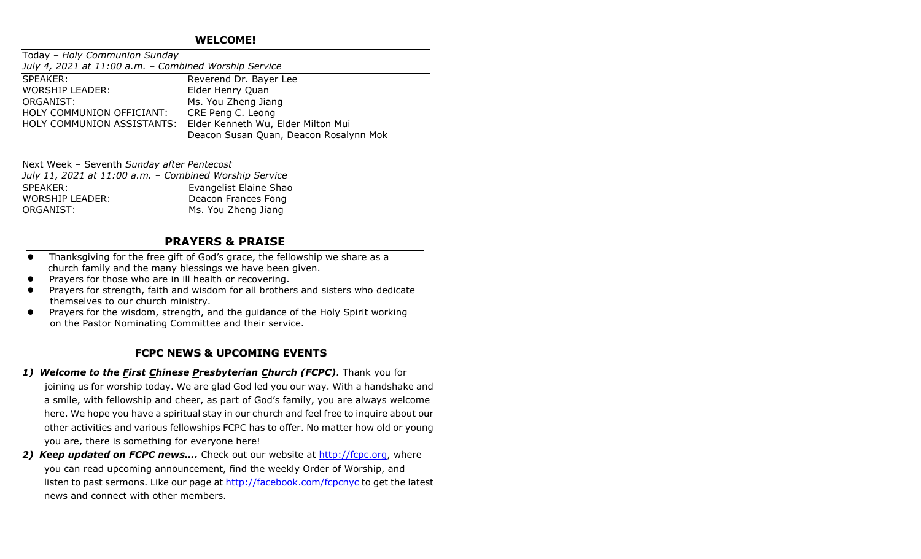## WELCOME!

Today – *Holy Communion Sunday*
*July 4, 2021 at 11:00 a.m. – Combined Worship Service*

| | |
|---|---|
| SPEAKER: | Reverend Dr. Bayer Lee |
| WORSHIP LEADER: | Elder Henry Quan |
| ORGANIST: | Ms. You Zheng Jiang |
| HOLY COMMUNION OFFICIANT: | CRE Peng C. Leong |
| HOLY COMMUNION ASSISTANTS: | Elder Kenneth Wu, Elder Milton Mui<br>Deacon Susan Quan, Deacon Rosalynn Mok |

Next Week – Seventh *Sunday after Pentecost*
*July 11, 2021 at 11:00 a.m. – Combined Worship Service*

| | |
|---|---|
| SPEAKER: | Evangelist Elaine Shao |
| WORSHIP LEADER: | Deacon Frances Fong |
| ORGANIST: | Ms. You Zheng Jiang |

## PRAYERS & PRAISE

- Thanksgiving for the free gift of God's grace, the fellowship we share as a church family and the many blessings we have been given.
- Prayers for those who are in ill health or recovering.
- Prayers for strength, faith and wisdom for all brothers and sisters who dedicate themselves to our church ministry.
- Prayers for the wisdom, strength, and the guidance of the Holy Spirit working on the Pastor Nominating Committee and their service.

## FCPC NEWS & UPCOMING EVENTS

1) ***Welcome to the First Chinese Presbyterian Church (FCPC).*** Thank you for joining us for worship today. We are glad God led you our way. With a handshake and a smile, with fellowship and cheer, as part of God's family, you are always welcome here. We hope you have a spiritual stay in our church and feel free to inquire about our other activities and various fellowships FCPC has to offer. No matter how old or young you are, there is something for everyone here!
2) ***Keep updated on FCPC news….*** Check out our website at http://fcpc.org, where you can read upcoming announcement, find the weekly Order of Worship, and listen to past sermons. Like our page at http://facebook.com/fcpcnyc to get the latest news and connect with other members.